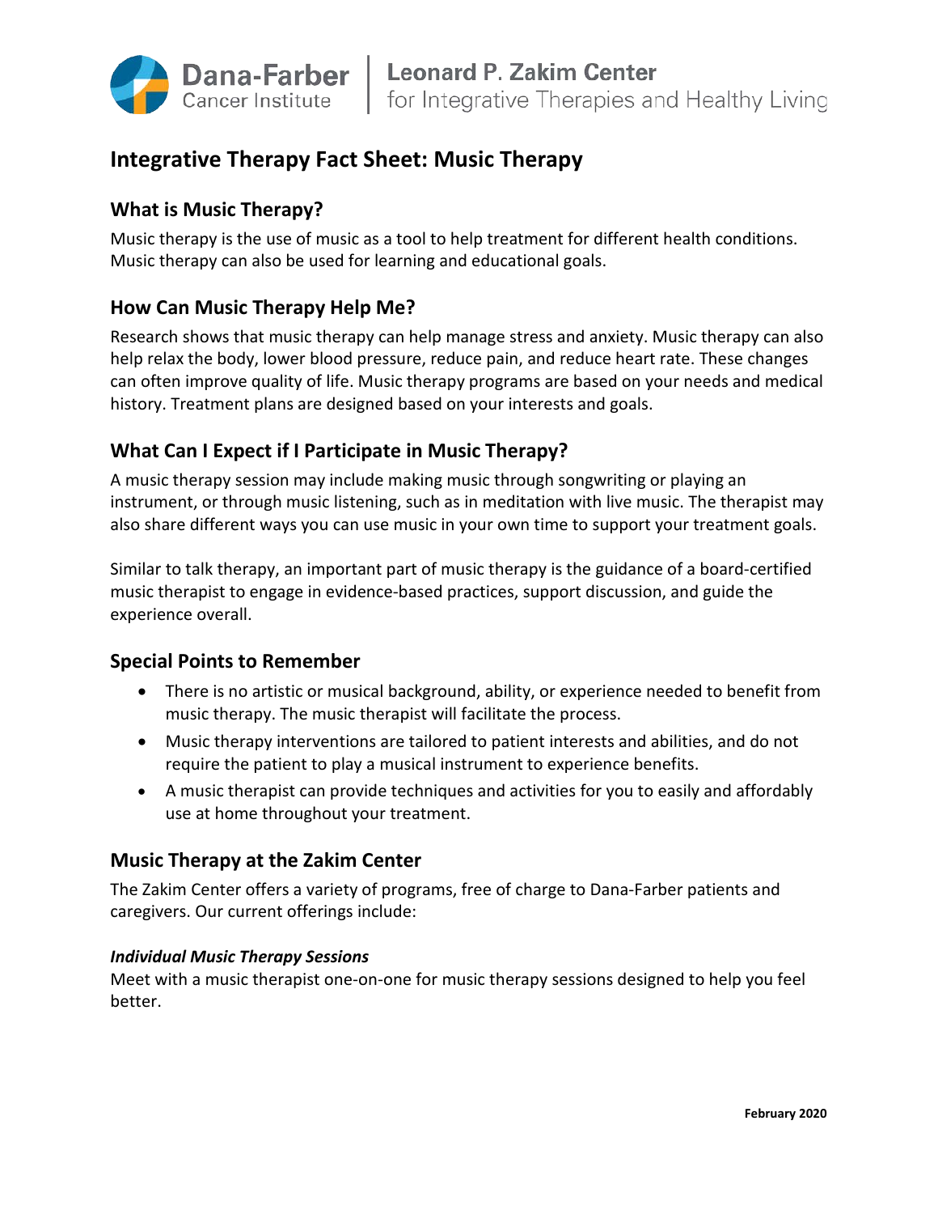Dana-Farber Cancer Institute | Leonard P. Zakim Center for Integrative Therapies and Healthy Living

# Integrative Therapy Fact Sheet: Music Therapy

## What is Music Therapy?

Music therapy is the use of music as a tool to help treatment for different health conditions. Music therapy can also be used for learning and educational goals.

## How Can Music Therapy Help Me?

Research shows that music therapy can help manage stress and anxiety. Music therapy can also help relax the body, lower blood pressure, reduce pain, and reduce heart rate. These changes can often improve quality of life. Music therapy programs are based on your needs and medical history. Treatment plans are designed based on your interests and goals.

## What Can I Expect if I Participate in Music Therapy?

A music therapy session may include making music through songwriting or playing an instrument, or through music listening, such as in meditation with live music. The therapist may also share different ways you can use music in your own time to support your treatment goals.

Similar to talk therapy, an important part of music therapy is the guidance of a board-certified music therapist to engage in evidence-based practices, support discussion, and guide the experience overall.

## Special Points to Remember

- There is no artistic or musical background, ability, or experience needed to benefit from music therapy. The music therapist will facilitate the process.
- Music therapy interventions are tailored to patient interests and abilities, and do not require the patient to play a musical instrument to experience benefits.
- A music therapist can provide techniques and activities for you to easily and affordably use at home throughout your treatment.

## Music Therapy at the Zakim Center

The Zakim Center offers a variety of programs, free of charge to Dana-Farber patients and caregivers. Our current offerings include:

***Individual Music Therapy Sessions***

Meet with a music therapist one-on-one for music therapy sessions designed to help you feel better.

**February 2020**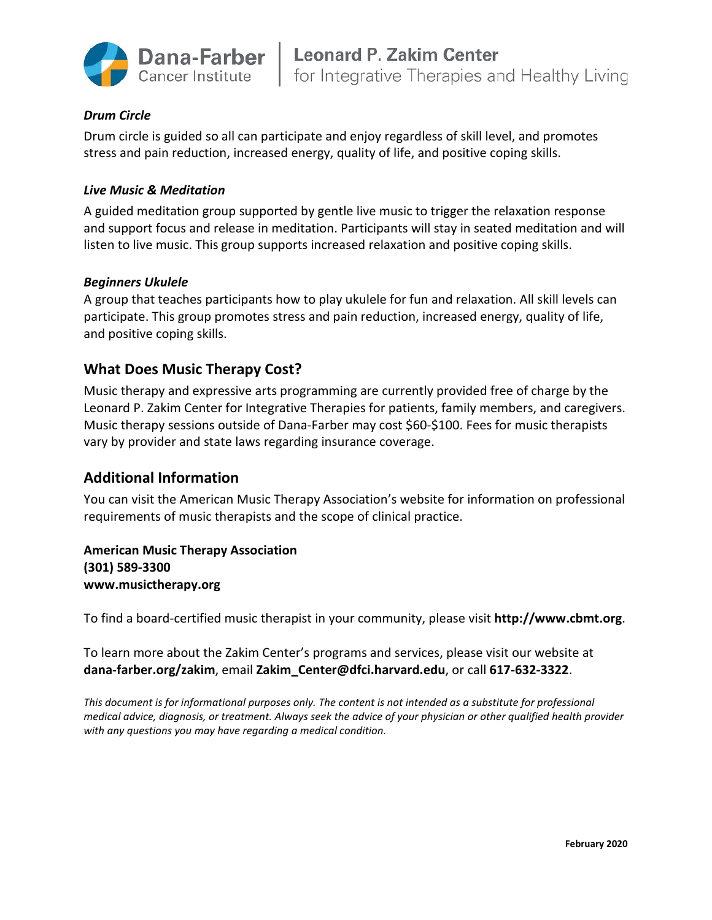### *Drum Circle*

Drum circle is guided so all can participate and enjoy regardless of skill level, and promotes stress and pain reduction, increased energy, quality of life, and positive coping skills.

### *Live Music & Meditation*

A guided meditation group supported by gentle live music to trigger the relaxation response and support focus and release in meditation. Participants will stay in seated meditation and will listen to live music. This group supports increased relaxation and positive coping skills.

### *Beginners Ukulele*

A group that teaches participants how to play ukulele for fun and relaxation. All skill levels can participate. This group promotes stress and pain reduction, increased energy, quality of life, and positive coping skills.

## What Does Music Therapy Cost?

Music therapy and expressive arts programming are currently provided free of charge by the Leonard P. Zakim Center for Integrative Therapies for patients, family members, and caregivers. Music therapy sessions outside of Dana-Farber may cost $60-$100. Fees for music therapists vary by provider and state laws regarding insurance coverage.

## Additional Information

You can visit the American Music Therapy Association's website for information on professional requirements of music therapists and the scope of clinical practice.

**American Music Therapy Association**
**(301) 589-3300**
**www.musictherapy.org**

To find a board-certified music therapist in your community, please visit **http://www.cbmt.org**.

To learn more about the Zakim Center's programs and services, please visit our website at **dana-farber.org/zakim**, email **Zakim_Center@dfci.harvard.edu**, or call **617-632-3322**.

*This document is for informational purposes only. The content is not intended as a substitute for professional medical advice, diagnosis, or treatment. Always seek the advice of your physician or other qualified health provider with any questions you may have regarding a medical condition.*

**February 2020**